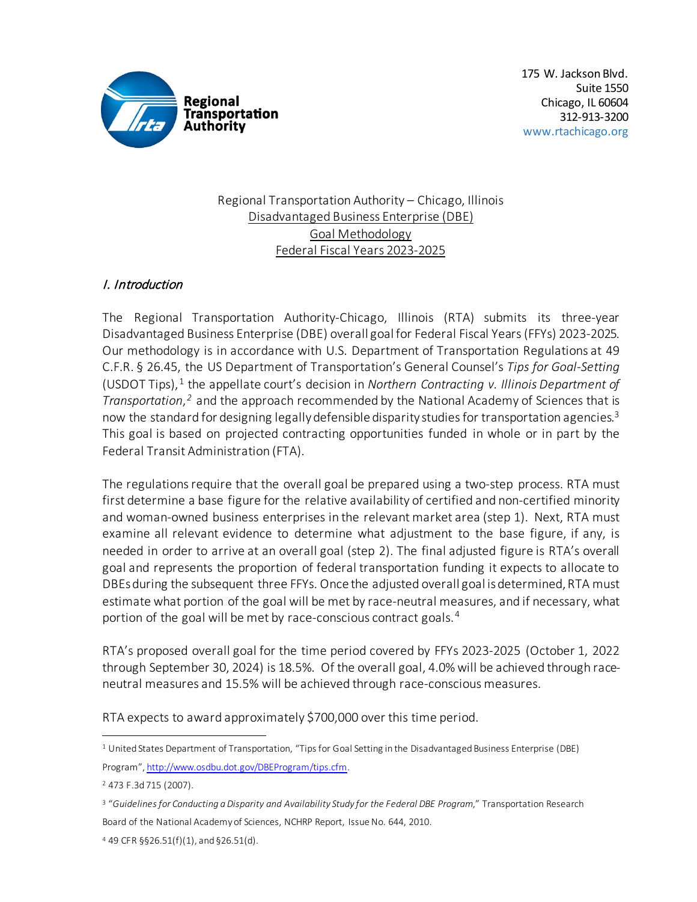Regional Transportation Authority

175 W. Jackson Blvd.
Suite 1550
Chicago, IL 60604
312-913-3200
www.rtachicago.org

Regional Transportation Authority – Chicago, Illinois
Disadvantaged Business Enterprise (DBE)
Goal Methodology
Federal Fiscal Years 2023-2025

## *I. Introduction*

The Regional Transportation Authority-Chicago, Illinois (RTA) submits its three-year Disadvantaged Business Enterprise (DBE) overall goal for Federal Fiscal Years (FFYs) 2023-2025. Our methodology is in accordance with U.S. Department of Transportation Regulations at 49 C.F.R. § 26.45, the US Department of Transportation's General Counsel's *Tips for Goal-Setting* (USDOT Tips),[1] the appellate court's decision in *Northern Contracting v. Illinois Department of Transportation*,[2] and the approach recommended by the National Academy of Sciences that is now the standard for designing legally defensible disparity studies for transportation agencies.[3] This goal is based on projected contracting opportunities funded in whole or in part by the Federal Transit Administration (FTA).

The regulations require that the overall goal be prepared using a two-step process. RTA must first determine a base figure for the relative availability of certified and non-certified minority and woman-owned business enterprises in the relevant market area (step 1). Next, RTA must examine all relevant evidence to determine what adjustment to the base figure, if any, is needed in order to arrive at an overall goal (step 2). The final adjusted figure is RTA's overall goal and represents the proportion of federal transportation funding it expects to allocate to DBEs during the subsequent three FFYs. Once the adjusted overall goal is determined, RTA must estimate what portion of the goal will be met by race-neutral measures, and if necessary, what portion of the goal will be met by race-conscious contract goals.[4]

RTA's proposed overall goal for the time period covered by FFYs 2023-2025 (October 1, 2022 through September 30, 2024) is 18.5%. Of the overall goal, 4.0% will be achieved through race-neutral measures and 15.5% will be achieved through race-conscious measures.

RTA expects to award approximately $700,000 over this time period.

---

[1] United States Department of Transportation, "Tips for Goal Setting in the Disadvantaged Business Enterprise (DBE) Program", http://www.osdbu.dot.gov/DBEProgram/tips.cfm.

[2] 473 F.3d 715 (2007).

[3] "*Guidelines for Conducting a Disparity and Availability Study for the Federal DBE Program*," Transportation Research Board of the National Academy of Sciences, NCHRP Report, Issue No. 644, 2010.

[4] 49 CFR §§26.51(f)(1), and §26.51(d).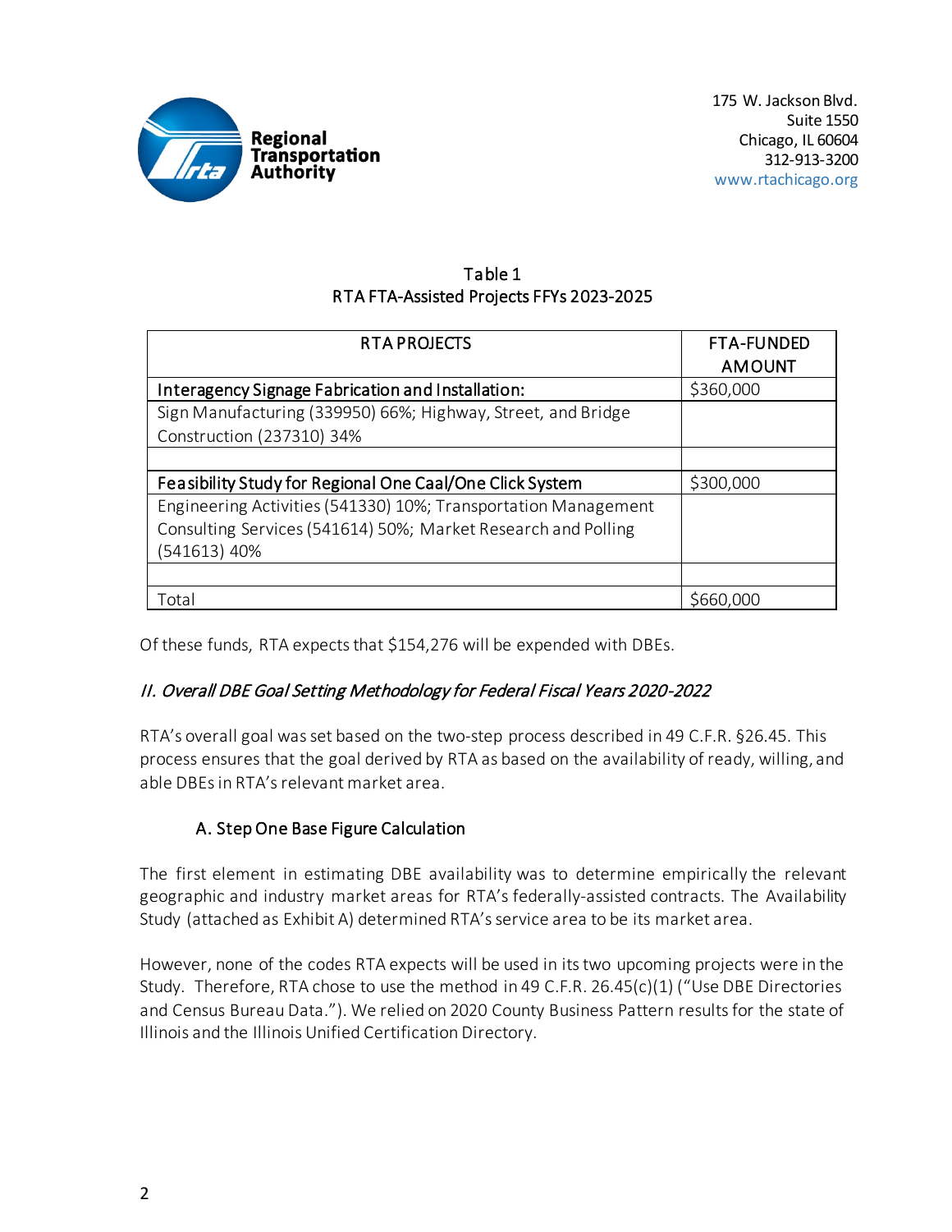Table 1
RTA FTA-Assisted Projects FFYs 2023-2025

| RTA PROJECTS | FTA-FUNDED AMOUNT |
|---|---|
| Interagency Signage Fabrication and Installation: | $360,000 |
| Sign Manufacturing (339950) 66%; Highway, Street, and Bridge Construction (237310) 34% | |
| | |
| Feasibility Study for Regional One Caal/One Click System | $300,000 |
| Engineering Activities (541330) 10%; Transportation Management Consulting Services (541614) 50%; Market Research and Polling (541613) 40% | |
| | |
| Total | $660,000 |

Of these funds, RTA expects that $154,276 will be expended with DBEs.

## *II. Overall DBE Goal Setting Methodology for Federal Fiscal Years 2020-2022*

RTA's overall goal was set based on the two-step process described in 49 C.F.R. §26.45. This process ensures that the goal derived by RTA as based on the availability of ready, willing, and able DBEs in RTA's relevant market area.

### A. Step One Base Figure Calculation

The first element in estimating DBE availability was to determine empirically the relevant geographic and industry market areas for RTA's federally-assisted contracts. The Availability Study (attached as Exhibit A) determined RTA's service area to be its market area.

However, none of the codes RTA expects will be used in its two upcoming projects were in the Study. Therefore, RTA chose to use the method in 49 C.F.R. 26.45(c)(1) ("Use DBE Directories and Census Bureau Data."). We relied on 2020 County Business Pattern results for the state of Illinois and the Illinois Unified Certification Directory.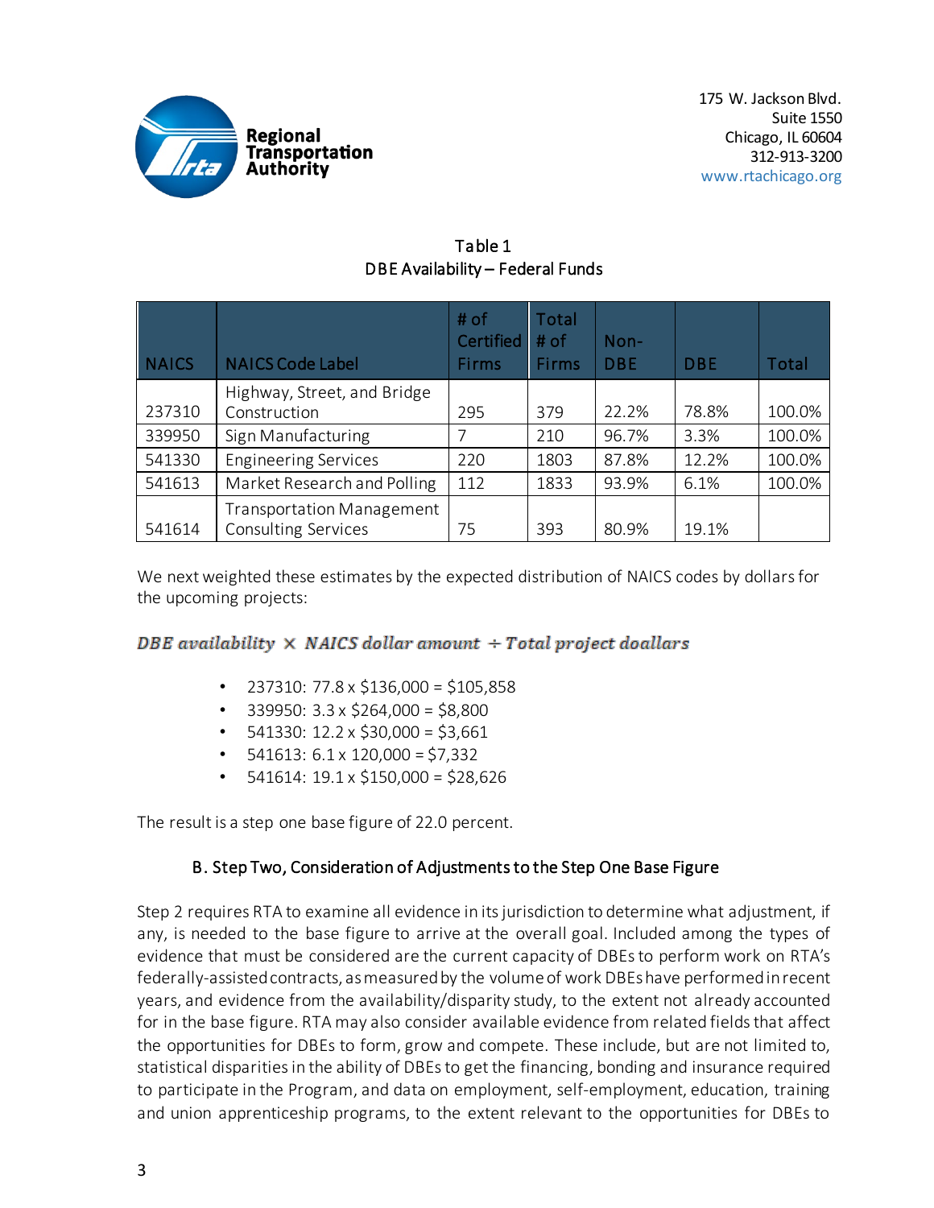Regional Transportation Authority

175 W. Jackson Blvd.
Suite 1550
Chicago, IL 60604
312-913-3200
www.rtachicago.org

Table 1
DBE Availability – Federal Funds

| NAICS | NAICS Code Label | # of Certified Firms | Total # of Firms | Non-DBE | DBE | Total |
|---|---|---|---|---|---|---|
| 237310 | Highway, Street, and Bridge Construction | 295 | 379 | 22.2% | 78.8% | 100.0% |
| 339950 | Sign Manufacturing | 7 | 210 | 96.7% | 3.3% | 100.0% |
| 541330 | Engineering Services | 220 | 1803 | 87.8% | 12.2% | 100.0% |
| 541613 | Market Research and Polling | 112 | 1833 | 93.9% | 6.1% | 100.0% |
| 541614 | Transportation Management Consulting Services | 75 | 393 | 80.9% | 19.1% | |

We next weighted these estimates by the expected distribution of NAICS codes by dollars for the upcoming projects:

*DBE availability × NAICS dollar amount ÷ Total project doallars*

- 237310: 77.8 x $136,000 = $105,858
- 339950: 3.3 x $264,000 = $8,800
- 541330: 12.2 x $30,000 = $3,661
- 541613: 6.1 x 120,000 = $7,332
- 541614: 19.1 x $150,000 = $28,626

The result is a step one base figure of 22.0 percent.

### B. Step Two, Consideration of Adjustments to the Step One Base Figure

Step 2 requires RTA to examine all evidence in its jurisdiction to determine what adjustment, if any, is needed to the base figure to arrive at the overall goal. Included among the types of evidence that must be considered are the current capacity of DBEs to perform work on RTA's federally-assisted contracts, as measured by the volume of work DBEs have performed in recent years, and evidence from the availability/disparity study, to the extent not already accounted for in the base figure. RTA may also consider available evidence from related fields that affect the opportunities for DBEs to form, grow and compete. These include, but are not limited to, statistical disparities in the ability of DBEs to get the financing, bonding and insurance required to participate in the Program, and data on employment, self-employment, education, training and union apprenticeship programs, to the extent relevant to the opportunities for DBEs to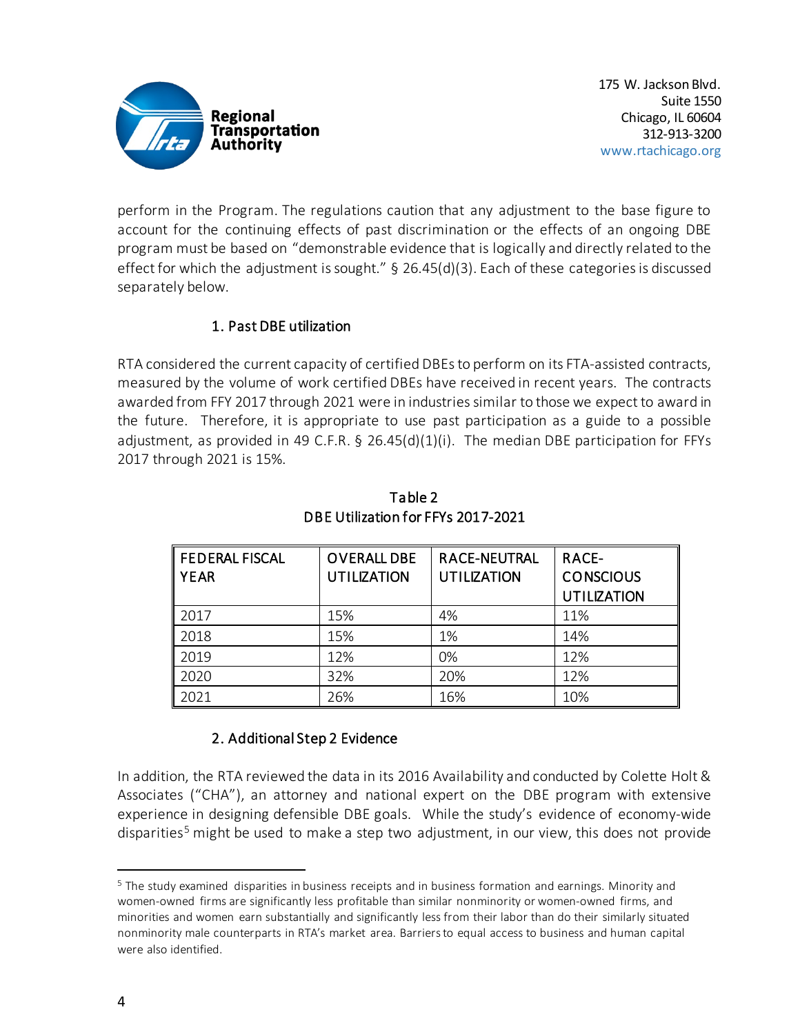perform in the Program. The regulations caution that any adjustment to the base figure to account for the continuing effects of past discrimination or the effects of an ongoing DBE program must be based on "demonstrable evidence that is logically and directly related to the effect for which the adjustment is sought." § 26.45(d)(3). Each of these categories is discussed separately below.

### 1. Past DBE utilization

RTA considered the current capacity of certified DBEs to perform on its FTA-assisted contracts, measured by the volume of work certified DBEs have received in recent years. The contracts awarded from FFY 2017 through 2021 were in industries similar to those we expect to award in the future. Therefore, it is appropriate to use past participation as a guide to a possible adjustment, as provided in 49 C.F.R. § 26.45(d)(1)(i). The median DBE participation for FFYs 2017 through 2021 is 15%.

Table 2
DBE Utilization for FFYs 2017-2021

| FEDERAL FISCAL YEAR | OVERALL DBE UTILIZATION | RACE-NEUTRAL UTILIZATION | RACE-CONSCIOUS UTILIZATION |
|---|---|---|---|
| 2017 | 15% | 4% | 11% |
| 2018 | 15% | 1% | 14% |
| 2019 | 12% | 0% | 12% |
| 2020 | 32% | 20% | 12% |
| 2021 | 26% | 16% | 10% |

### 2. Additional Step 2 Evidence

In addition, the RTA reviewed the data in its 2016 Availability and conducted by Colette Holt & Associates ("CHA"), an attorney and national expert on the DBE program with extensive experience in designing defensible DBE goals. While the study's evidence of economy-wide disparities[5] might be used to make a step two adjustment, in our view, this does not provide

[5] The study examined disparities in business receipts and in business formation and earnings. Minority and women-owned firms are significantly less profitable than similar nonminority or women-owned firms, and minorities and women earn substantially and significantly less from their labor than do their similarly situated nonminority male counterparts in RTA's market area. Barriers to equal access to business and human capital were also identified.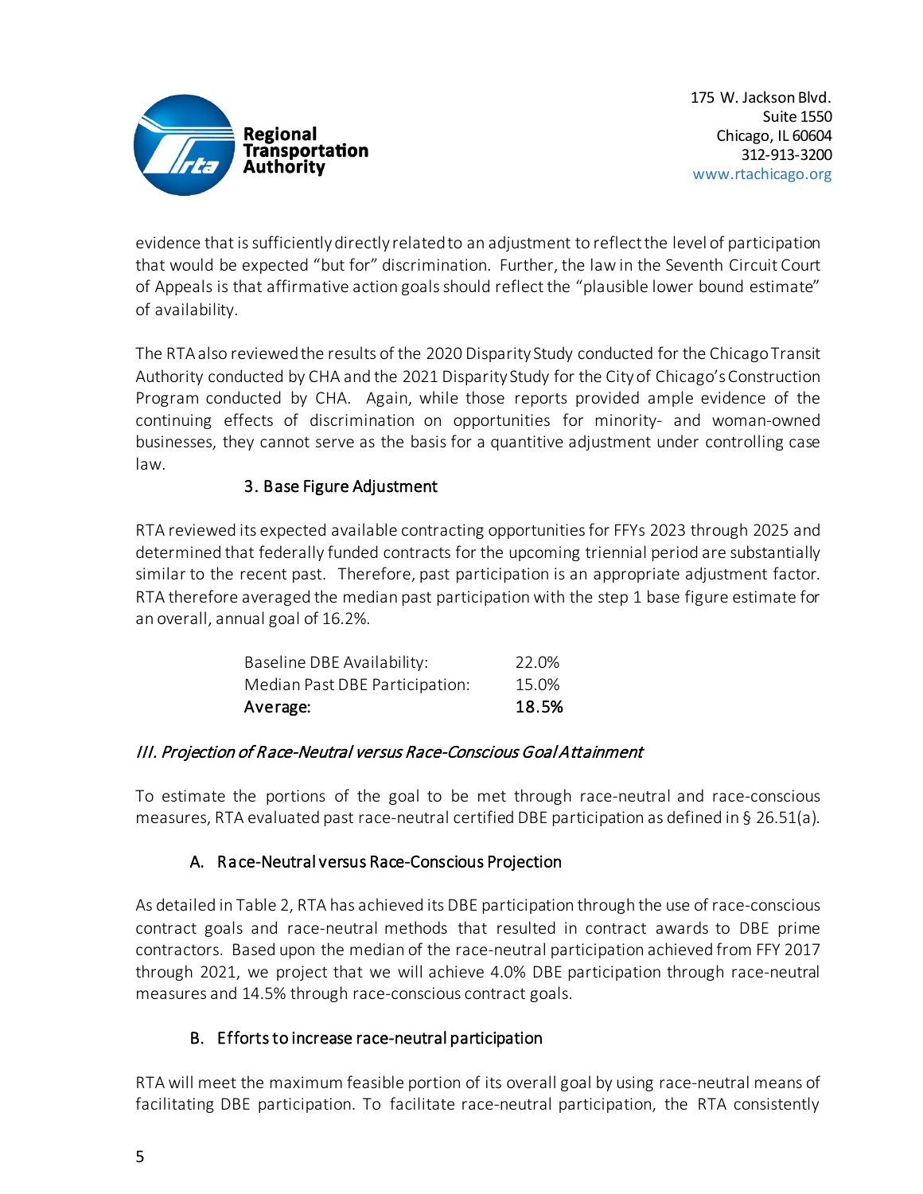evidence that is sufficiently directly related to an adjustment to reflect the level of participation that would be expected "but for" discrimination. Further, the law in the Seventh Circuit Court of Appeals is that affirmative action goals should reflect the "plausible lower bound estimate" of availability.

The RTA also reviewed the results of the 2020 Disparity Study conducted for the Chicago Transit Authority conducted by CHA and the 2021 Disparity Study for the City of Chicago's Construction Program conducted by CHA. Again, while those reports provided ample evidence of the continuing effects of discrimination on opportunities for minority- and woman-owned businesses, they cannot serve as the basis for a quantitive adjustment under controlling case law.

### 3. Base Figure Adjustment

RTA reviewed its expected available contracting opportunities for FFYs 2023 through 2025 and determined that federally funded contracts for the upcoming triennial period are substantially similar to the recent past. Therefore, past participation is an appropriate adjustment factor. RTA therefore averaged the median past participation with the step 1 base figure estimate for an overall, annual goal of 16.2%.

| | |
|---|---|
| Baseline DBE Availability: | 22.0% |
| Median Past DBE Participation: | 15.0% |
| **Average:** | **18.5%** |

## *III. Projection of Race-Neutral versus Race-Conscious Goal Attainment*

To estimate the portions of the goal to be met through race-neutral and race-conscious measures, RTA evaluated past race-neutral certified DBE participation as defined in § 26.51(a).

### A. Race-Neutral versus Race-Conscious Projection

As detailed in Table 2, RTA has achieved its DBE participation through the use of race-conscious contract goals and race-neutral methods that resulted in contract awards to DBE prime contractors. Based upon the median of the race-neutral participation achieved from FFY 2017 through 2021, we project that we will achieve 4.0% DBE participation through race-neutral measures and 14.5% through race-conscious contract goals.

### B. Efforts to increase race-neutral participation

RTA will meet the maximum feasible portion of its overall goal by using race-neutral means of facilitating DBE participation. To facilitate race-neutral participation, the RTA consistently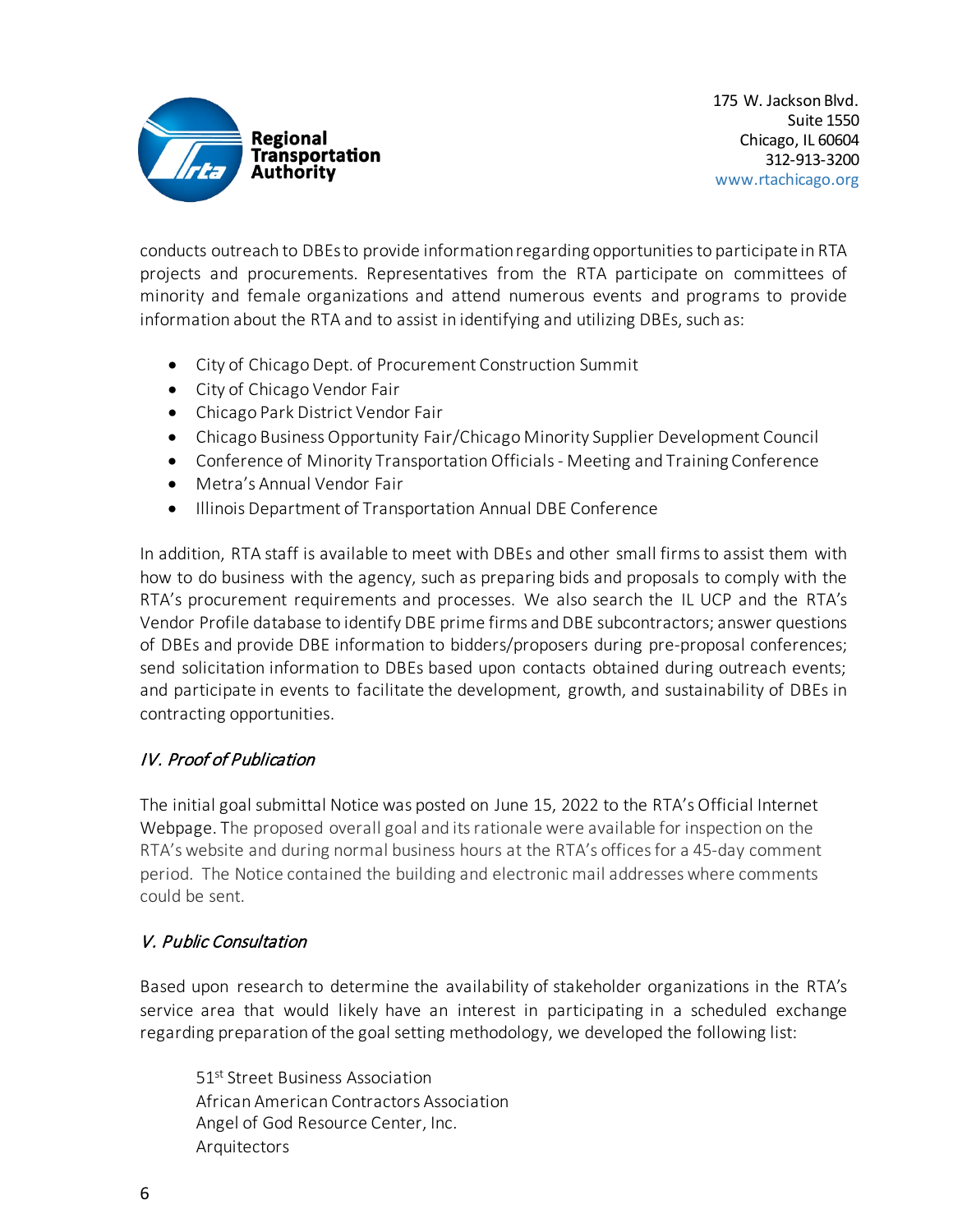conducts outreach to DBEs to provide information regarding opportunities to participate in RTA projects and procurements. Representatives from the RTA participate on committees of minority and female organizations and attend numerous events and programs to provide information about the RTA and to assist in identifying and utilizing DBEs, such as:

- City of Chicago Dept. of Procurement Construction Summit
- City of Chicago Vendor Fair
- Chicago Park District Vendor Fair
- Chicago Business Opportunity Fair/Chicago Minority Supplier Development Council
- Conference of Minority Transportation Officials - Meeting and Training Conference
- Metra's Annual Vendor Fair
- Illinois Department of Transportation Annual DBE Conference

In addition, RTA staff is available to meet with DBEs and other small firms to assist them with how to do business with the agency, such as preparing bids and proposals to comply with the RTA's procurement requirements and processes. We also search the IL UCP and the RTA's Vendor Profile database to identify DBE prime firms and DBE subcontractors; answer questions of DBEs and provide DBE information to bidders/proposers during pre-proposal conferences; send solicitation information to DBEs based upon contacts obtained during outreach events; and participate in events to facilitate the development, growth, and sustainability of DBEs in contracting opportunities.

### *IV. Proof of Publication*

The initial goal submittal Notice was posted on June 15, 2022 to the RTA's Official Internet Webpage. The proposed overall goal and its rationale were available for inspection on the RTA's website and during normal business hours at the RTA's offices for a 45-day comment period. The Notice contained the building and electronic mail addresses where comments could be sent.

### *V. Public Consultation*

Based upon research to determine the availability of stakeholder organizations in the RTA's service area that would likely have an interest in participating in a scheduled exchange regarding preparation of the goal setting methodology, we developed the following list:

51st Street Business Association  
African American Contractors Association  
Angel of God Resource Center, Inc.  
Arquitectors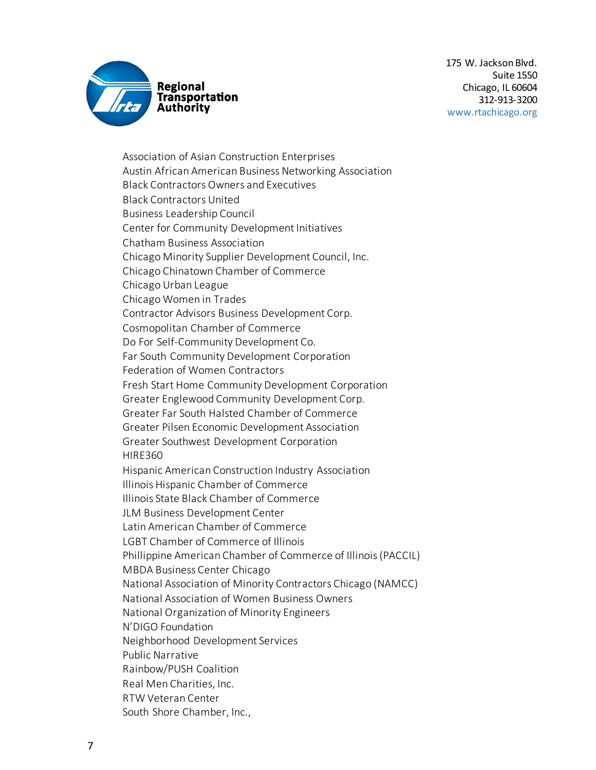Regional Transportation Authority

175 W. Jackson Blvd.
Suite 1550
Chicago, IL 60604
312-913-3200
www.rtachicago.org

Association of Asian Construction Enterprises
Austin African American Business Networking Association
Black Contractors Owners and Executives
Black Contractors United
Business Leadership Council
Center for Community Development Initiatives
Chatham Business Association
Chicago Minority Supplier Development Council, Inc.
Chicago Chinatown Chamber of Commerce
Chicago Urban League
Chicago Women in Trades
Contractor Advisors Business Development Corp.
Cosmopolitan Chamber of Commerce
Do For Self-Community Development Co.
Far South Community Development Corporation
Federation of Women Contractors
Fresh Start Home Community Development Corporation
Greater Englewood Community Development Corp.
Greater Far South Halsted Chamber of Commerce
Greater Pilsen Economic Development Association
Greater Southwest Development Corporation
HIRE360
Hispanic American Construction Industry Association
Illinois Hispanic Chamber of Commerce
Illinois State Black Chamber of Commerce
JLM Business Development Center
Latin American Chamber of Commerce
LGBT Chamber of Commerce of Illinois
Phillippine American Chamber of Commerce of Illinois (PACCIL)
MBDA Business Center Chicago
National Association of Minority Contractors Chicago (NAMCC)
National Association of Women Business Owners
National Organization of Minority Engineers
N'DIGO Foundation
Neighborhood Development Services
Public Narrative
Rainbow/PUSH Coalition
Real Men Charities, Inc.
RTW Veteran Center
South Shore Chamber, Inc.,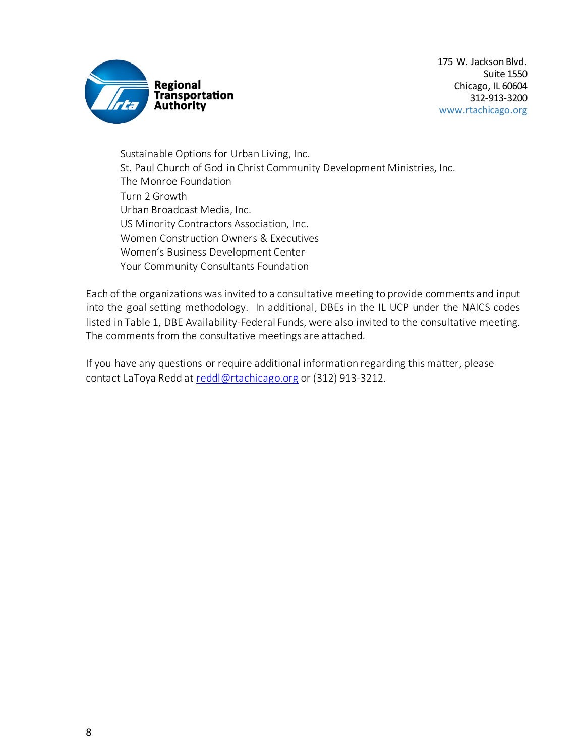Sustainable Options for Urban Living, Inc.
St. Paul Church of God in Christ Community Development Ministries, Inc.
The Monroe Foundation
Turn 2 Growth
Urban Broadcast Media, Inc.
US Minority Contractors Association, Inc.
Women Construction Owners & Executives
Women's Business Development Center
Your Community Consultants Foundation

Each of the organizations was invited to a consultative meeting to provide comments and input into the goal setting methodology. In additional, DBEs in the IL UCP under the NAICS codes listed in Table 1, DBE Availability-Federal Funds, were also invited to the consultative meeting. The comments from the consultative meetings are attached.

If you have any questions or require additional information regarding this matter, please contact LaToya Redd at reddl@rtachicago.org or (312) 913-3212.